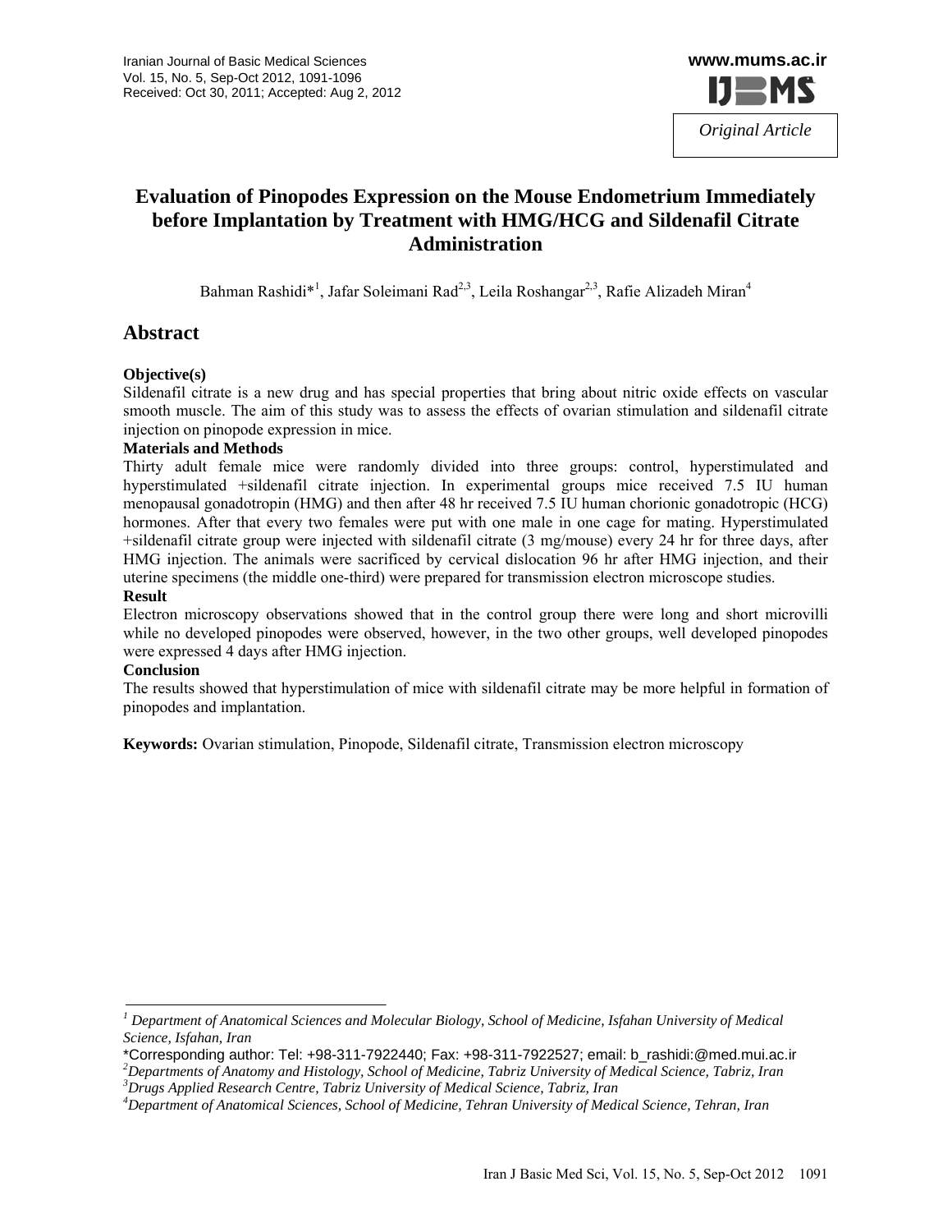Original Article

# Evaluation of Pinopodes Expression on the Mouse Endometrium Immediately before Implantation by Treatment with HMG/HCG and Sildenafil Citrate Administration

Bahman Rashidi*[1], Jafar Soleimani Rad[2,3], Leila Roshangar[2,3], Rafie Alizadeh Miran[4]

## Abstract

**Objective(s)**

Sildenafil citrate is a new drug and has special properties that bring about nitric oxide effects on vascular smooth muscle. The aim of this study was to assess the effects of ovarian stimulation and sildenafil citrate injection on pinopode expression in mice.

**Materials and Methods**

Thirty adult female mice were randomly divided into three groups: control, hyperstimulated and hyperstimulated +sildenafil citrate injection. In experimental groups mice received 7.5 IU human menopausal gonadotropin (HMG) and then after 48 hr received 7.5 IU human chorionic gonadotropic (HCG) hormones. After that every two females were put with one male in one cage for mating. Hyperstimulated +sildenafil citrate group were injected with sildenafil citrate (3 mg/mouse) every 24 hr for three days, after HMG injection. The animals were sacrificed by cervical dislocation 96 hr after HMG injection, and their uterine specimens (the middle one-third) were prepared for transmission electron microscope studies.

**Result**

Electron microscopy observations showed that in the control group there were long and short microvilli while no developed pinopodes were observed, however, in the two other groups, well developed pinopodes were expressed 4 days after HMG injection.

**Conclusion**

The results showed that hyperstimulation of mice with sildenafil citrate may be more helpful in formation of pinopodes and implantation.

**Keywords:** Ovarian stimulation, Pinopode, Sildenafil citrate, Transmission electron microscopy

---

[1] *Department of Anatomical Sciences and Molecular Biology, School of Medicine, Isfahan University of Medical Science, Isfahan, Iran*

*Corresponding author: Tel: +98-311-7922440; Fax: +98-311-7922527; email: b_rashidi:@med.mui.ac.ir

[2] *Departments of Anatomy and Histology, School of Medicine, Tabriz University of Medical Science, Tabriz, Iran*

[3] *Drugs Applied Research Centre, Tabriz University of Medical Science, Tabriz, Iran*

[4] *Department of Anatomical Sciences, School of Medicine, Tehran University of Medical Science, Tehran, Iran*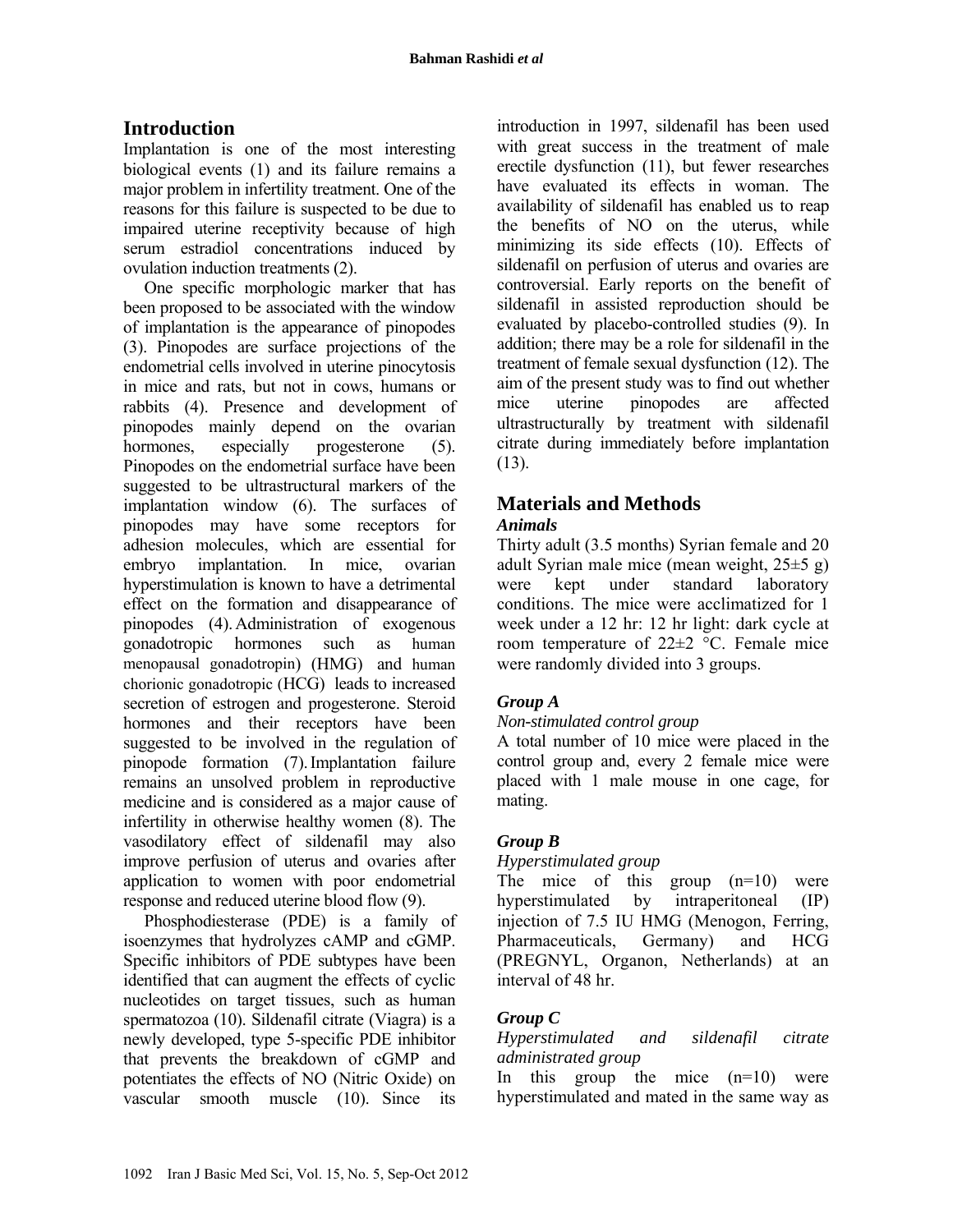## Introduction

Implantation is one of the most interesting biological events (1) and its failure remains a major problem in infertility treatment. One of the reasons for this failure is suspected to be due to impaired uterine receptivity because of high serum estradiol concentrations induced by ovulation induction treatments (2).

One specific morphologic marker that has been proposed to be associated with the window of implantation is the appearance of pinopodes (3). Pinopodes are surface projections of the endometrial cells involved in uterine pinocytosis in mice and rats, but not in cows, humans or rabbits (4). Presence and development of pinopodes mainly depend on the ovarian hormones, especially progesterone (5). Pinopodes on the endometrial surface have been suggested to be ultrastructural markers of the implantation window (6). The surfaces of pinopodes may have some receptors for adhesion molecules, which are essential for embryo implantation. In mice, ovarian hyperstimulation is known to have a detrimental effect on the formation and disappearance of pinopodes (4). Administration of exogenous gonadotropic hormones such as human menopausal gonadotropin) (HMG) and human chorionic gonadotropic (HCG) leads to increased secretion of estrogen and progesterone. Steroid hormones and their receptors have been suggested to be involved in the regulation of pinopode formation (7). Implantation failure remains an unsolved problem in reproductive medicine and is considered as a major cause of infertility in otherwise healthy women (8). The vasodilatory effect of sildenafil may also improve perfusion of uterus and ovaries after application to women with poor endometrial response and reduced uterine blood flow (9).

Phosphodiesterase (PDE) is a family of isoenzymes that hydrolyzes cAMP and cGMP. Specific inhibitors of PDE subtypes have been identified that can augment the effects of cyclic nucleotides on target tissues, such as human spermatozoa (10). Sildenafil citrate (Viagra) is a newly developed, type 5-specific PDE inhibitor that prevents the breakdown of cGMP and potentiates the effects of NO (Nitric Oxide) on vascular smooth muscle (10). Since its introduction in 1997, sildenafil has been used with great success in the treatment of male erectile dysfunction (11), but fewer researches have evaluated its effects in woman. The availability of sildenafil has enabled us to reap the benefits of NO on the uterus, while minimizing its side effects (10). Effects of sildenafil on perfusion of uterus and ovaries are controversial. Early reports on the benefit of sildenafil in assisted reproduction should be evaluated by placebo-controlled studies (9). In addition; there may be a role for sildenafil in the treatment of female sexual dysfunction (12). The aim of the present study was to find out whether mice uterine pinopodes are affected ultrastructurally by treatment with sildenafil citrate during immediately before implantation (13).

## Materials and Methods

### *Animals*

Thirty adult (3.5 months) Syrian female and 20 adult Syrian male mice (mean weight, 25±5 g) were kept under standard laboratory conditions. The mice were acclimatized for 1 week under a 12 hr: 12 hr light: dark cycle at room temperature of 22±2 °C. Female mice were randomly divided into 3 groups.

### *Group A*

*Non-stimulated control group*

A total number of 10 mice were placed in the control group and, every 2 female mice were placed with 1 male mouse in one cage, for mating.

### *Group B*

*Hyperstimulated group*

The mice of this group (n=10) were hyperstimulated by intraperitoneal (IP) injection of 7.5 IU HMG (Menogon, Ferring, Pharmaceuticals, Germany) and HCG (PREGNYL, Organon, Netherlands) at an interval of 48 hr.

### *Group C*

*Hyperstimulated and sildenafil citrate administrated group*

In this group the mice (n=10) were hyperstimulated and mated in the same way as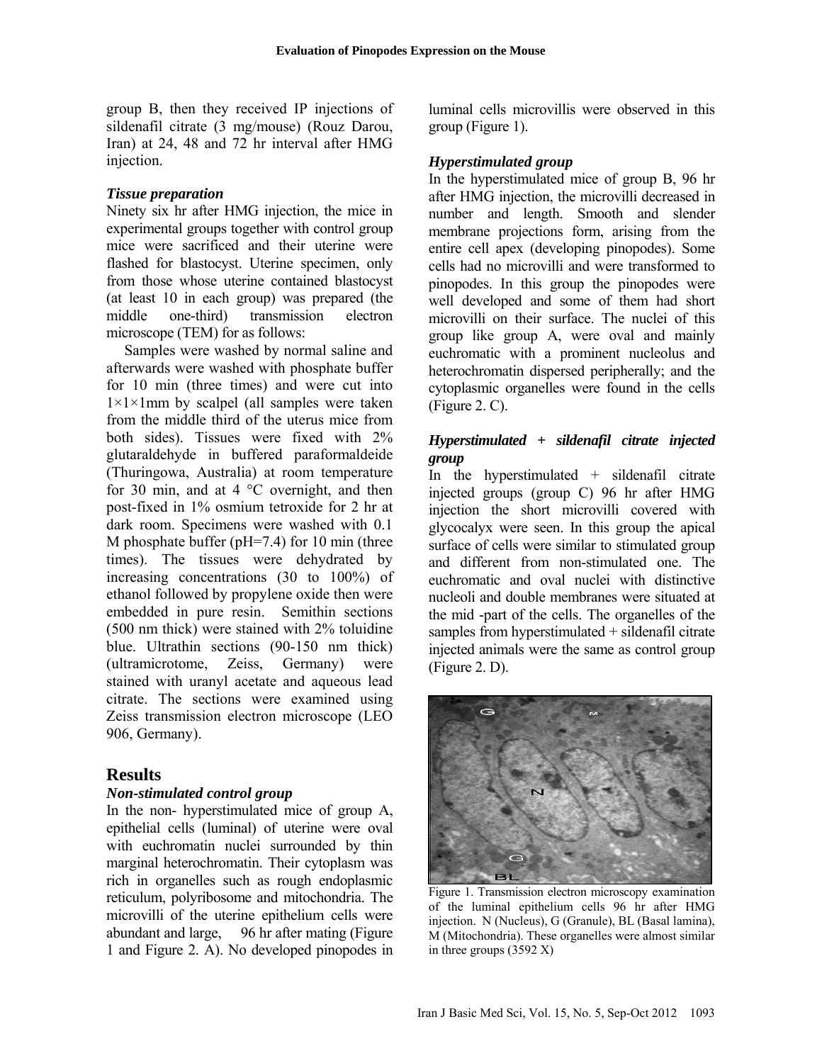group B, then they received IP injections of sildenafil citrate (3 mg/mouse) (Rouz Darou, Iran) at 24, 48 and 72 hr interval after HMG injection.

### *Tissue preparation*

Ninety six hr after HMG injection, the mice in experimental groups together with control group mice were sacrificed and their uterine were flashed for blastocyst. Uterine specimen, only from those whose uterine contained blastocyst (at least 10 in each group) was prepared (the middle one-third) transmission electron microscope (TEM) for as follows:

Samples were washed by normal saline and afterwards were washed with phosphate buffer for 10 min (three times) and were cut into 1×1×1mm by scalpel (all samples were taken from the middle third of the uterus mice from both sides). Tissues were fixed with 2% glutaraldehyde in buffered paraformaldeide (Thuringowa, Australia) at room temperature for 30 min, and at 4 °C overnight, and then post-fixed in 1% osmium tetroxide for 2 hr at dark room. Specimens were washed with 0.1 M phosphate buffer (pH=7.4) for 10 min (three times). The tissues were dehydrated by increasing concentrations (30 to 100%) of ethanol followed by propylene oxide then were embedded in pure resin. Semithin sections (500 nm thick) were stained with 2% toluidine blue. Ultrathin sections (90-150 nm thick) (ultramicrotome, Zeiss, Germany) were stained with uranyl acetate and aqueous lead citrate. The sections were examined using Zeiss transmission electron microscope (LEO 906, Germany).

## Results

### *Non-stimulated control group*

In the non- hyperstimulated mice of group A, epithelial cells (luminal) of uterine were oval with euchromatin nuclei surrounded by thin marginal heterochromatin. Their cytoplasm was rich in organelles such as rough endoplasmic reticulum, polyribosome and mitochondria. The microvilli of the uterine epithelium cells were abundant and large, 96 hr after mating (Figure 1 and Figure 2. A). No developed pinopodes in luminal cells microvillis were observed in this group (Figure 1).

### *Hyperstimulated group*

In the hyperstimulated mice of group B, 96 hr after HMG injection, the microvilli decreased in number and length. Smooth and slender membrane projections form, arising from the entire cell apex (developing pinopodes). Some cells had no microvilli and were transformed to pinopodes. In this group the pinopodes were well developed and some of them had short microvilli on their surface. The nuclei of this group like group A, were oval and mainly euchromatic with a prominent nucleolus and heterochromatin dispersed peripherally; and the cytoplasmic organelles were found in the cells (Figure 2. C).

### *Hyperstimulated + sildenafil citrate injected group*

In the hyperstimulated + sildenafil citrate injected groups (group C) 96 hr after HMG injection the short microvilli covered with glycocalyx were seen. In this group the apical surface of cells were similar to stimulated group and different from non-stimulated one. The euchromatic and oval nuclei with distinctive nucleoli and double membranes were situated at the mid -part of the cells. The organelles of the samples from hyperstimulated + sildenafil citrate injected animals were the same as control group (Figure 2. D).

Figure 1. Transmission electron microscopy examination of the luminal epithelium cells 96 hr after HMG injection. N (Nucleus), G (Granule), BL (Basal lamina), M (Mitochondria). These organelles were almost similar in three groups (3592 X)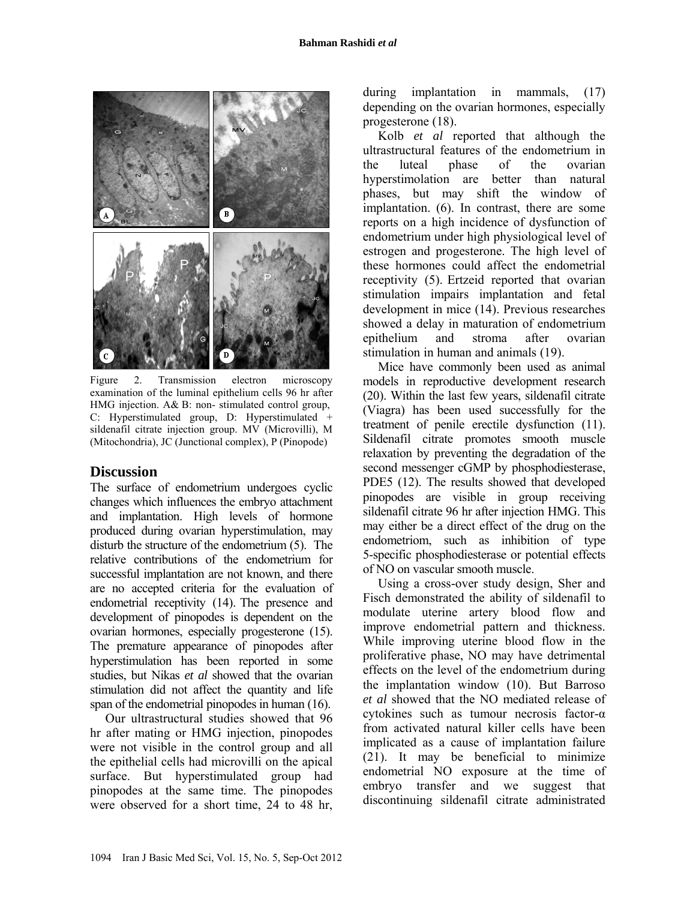Figure 2. Transmission electron microscopy examination of the luminal epithelium cells 96 hr after HMG injection. A& B: non- stimulated control group, C: Hyperstimulated group, D: Hyperstimulated + sildenafil citrate injection group. MV (Microvilli), M (Mitochondria), JC (Junctional complex), P (Pinopode)

## Discussion

The surface of endometrium undergoes cyclic changes which influences the embryo attachment and implantation. High levels of hormone produced during ovarian hyperstimulation, may disturb the structure of the endometrium (5). The relative contributions of the endometrium for successful implantation are not known, and there are no accepted criteria for the evaluation of endometrial receptivity (14). The presence and development of pinopodes is dependent on the ovarian hormones, especially progesterone (15). The premature appearance of pinopodes after hyperstimulation has been reported in some studies, but Nikas *et al* showed that the ovarian stimulation did not affect the quantity and life span of the endometrial pinopodes in human (16).

Our ultrastructural studies showed that 96 hr after mating or HMG injection, pinopodes were not visible in the control group and all the epithelial cells had microvilli on the apical surface. But hyperstimulated group had pinopodes at the same time. The pinopodes were observed for a short time, 24 to 48 hr, during implantation in mammals, (17) depending on the ovarian hormones, especially progesterone (18).

Kolb *et al* reported that although the ultrastructural features of the endometrium in the luteal phase of the ovarian hyperstimolation are better than natural phases, but may shift the window of implantation. (6). In contrast, there are some reports on a high incidence of dysfunction of endometrium under high physiological level of estrogen and progesterone. The high level of these hormones could affect the endometrial receptivity (5). Ertzeid reported that ovarian stimulation impairs implantation and fetal development in mice (14). Previous researches showed a delay in maturation of endometrium epithelium and stroma after ovarian stimulation in human and animals (19).

Mice have commonly been used as animal models in reproductive development research (20). Within the last few years, sildenafil citrate (Viagra) has been used successfully for the treatment of penile erectile dysfunction (11). Sildenafil citrate promotes smooth muscle relaxation by preventing the degradation of the second messenger cGMP by phosphodiesterase, PDE5 (12). The results showed that developed pinopodes are visible in group receiving sildenafil citrate 96 hr after injection HMG. This may either be a direct effect of the drug on the endometriom, such as inhibition of type 5-specific phosphodiesterase or potential effects of NO on vascular smooth muscle.

Using a cross-over study design, Sher and Fisch demonstrated the ability of sildenafil to modulate uterine artery blood flow and improve endometrial pattern and thickness. While improving uterine blood flow in the proliferative phase, NO may have detrimental effects on the level of the endometrium during the implantation window (10). But Barroso *et al* showed that the NO mediated release of cytokines such as tumour necrosis factor-α from activated natural killer cells have been implicated as a cause of implantation failure (21). It may be beneficial to minimize endometrial NO exposure at the time of embryo transfer and we suggest that discontinuing sildenafil citrate administrated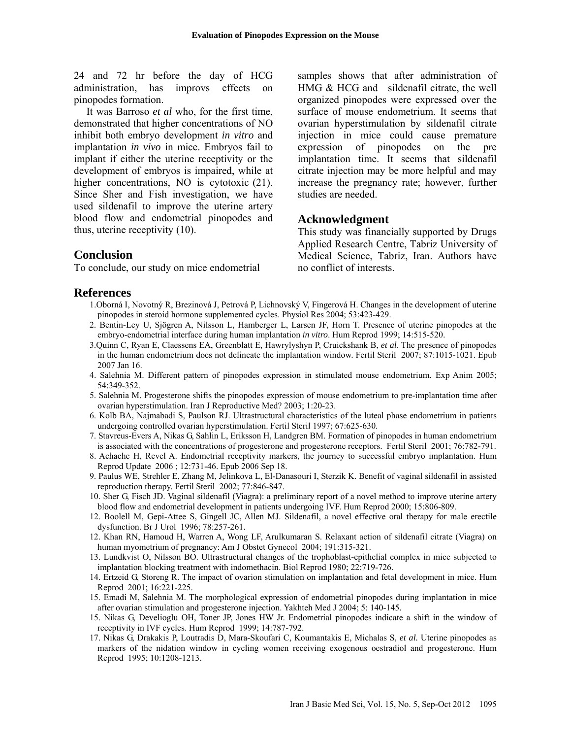24 and 72 hr before the day of HCG administration, has improvs effects on pinopodes formation.

It was Barroso *et al* who, for the first time, demonstrated that higher concentrations of NO inhibit both embryo development *in vitro* and implantation *in vivo* in mice. Embryos fail to implant if either the uterine receptivity or the development of embryos is impaired, while at higher concentrations, NO is cytotoxic (21). Since Sher and Fish investigation, we have used sildenafil to improve the uterine artery blood flow and endometrial pinopodes and thus, uterine receptivity (10).

## Conclusion

To conclude, our study on mice endometrial samples shows that after administration of HMG & HCG and sildenafil citrate, the well organized pinopodes were expressed over the surface of mouse endometrium. It seems that ovarian hyperstimulation by sildenafil citrate injection in mice could cause premature expression of pinopodes on the pre implantation time. It seems that sildenafil citrate injection may be more helpful and may increase the pregnancy rate; however, further studies are needed.

## Acknowledgment

This study was financially supported by Drugs Applied Research Centre, Tabriz University of Medical Science, Tabriz, Iran. Authors have no conflict of interests.

## References

1.Oborná I, Novotný R, Brezinová J, Petrová P, Lichnovský V, Fingerová H. Changes in the development of uterine pinopodes in steroid hormone supplemented cycles. Physiol Res 2004; 53:423-429.

2. Bentin-Ley U, Sjögren A, Nilsson L, Hamberger L, Larsen JF, Horn T. Presence of uterine pinopodes at the embryo-endometrial interface during human implantation *in vitro*. Hum Reprod 1999; 14:515-520.

3.Quinn C, Ryan E, Claessens EA, Greenblatt E, Hawrylyshyn P, Cruickshank B, *et al*. The presence of pinopodes in the human endometrium does not delineate the implantation window. Fertil Steril 2007; 87:1015-1021. Epub 2007 Jan 16.

4. Salehnia M. Different pattern of pinopodes expression in stimulated mouse endometrium. Exp Anim 2005; 54:349-352.

5. Salehnia M. Progesterone shifts the pinopodes expression of mouse endometrium to pre-implantation time after ovarian hyperstimulation. Iran J Reproductive Med? 2003; 1:20-23.

6. Kolb BA, Najmabadi S, Paulson RJ. Ultrastructural characteristics of the luteal phase endometrium in patients undergoing controlled ovarian hyperstimulation. Fertil Steril 1997; 67:625-630.

7. Stavreus-Evers A, Nikas G, Sahlin L, Eriksson H, Landgren BM. Formation of pinopodes in human endometrium is associated with the concentrations of progesterone and progesterone receptors. Fertil Steril 2001; 76:782-791.

8. Achache H, Revel A. Endometrial receptivity markers, the journey to successful embryo implantation. Hum Reprod Update 2006 ; 12:731-46. Epub 2006 Sep 18.

9. Paulus WE, Strehler E, Zhang M, Jelinkova L, El-Danasouri I, Sterzik K. Benefit of vaginal sildenafil in assisted reproduction therapy. Fertil Steril 2002; 77:846-847.

10. Sher G, Fisch JD. Vaginal sildenafil (Viagra): a preliminary report of a novel method to improve uterine artery blood flow and endometrial development in patients undergoing IVF. Hum Reprod 2000; 15:806-809.

12. Boolell M, Gepi-Attee S, Gingell JC, Allen MJ. Sildenafil, a novel effective oral therapy for male erectile dysfunction. Br J Urol 1996; 78:257-261.

12. Khan RN, Hamoud H, Warren A, Wong LF, Arulkumaran S. Relaxant action of sildenafil citrate (Viagra) on human myometrium of pregnancy: Am J Obstet Gynecol 2004; 191:315-321.

13. Lundkvist O, Nilsson BO. Ultrastructural changes of the trophoblast-epithelial complex in mice subjected to implantation blocking treatment with indomethacin. Biol Reprod 1980; 22:719-726.

14. Ertzeid G, Storeng R. The impact of ovarion stimulation on implantation and fetal development in mice. Hum Reprod 2001; 16:221-225.

15. Emadi M, Salehnia M. The morphological expression of endometrial pinopodes during implantation in mice after ovarian stimulation and progesterone injection. Yakhteh Med J 2004; 5: 140-145.

15. Nikas G, Develioglu OH, Toner JP, Jones HW Jr. Endometrial pinopodes indicate a shift in the window of receptivity in IVF cycles. Hum Reprod 1999; 14:787-792.

17. Nikas G, Drakakis P, Loutradis D, Mara-Skoufari C, Koumantakis E, Michalas S, *et al.* Uterine pinopodes as markers of the nidation window in cycling women receiving exogenous oestradiol and progesterone. Hum Reprod 1995; 10:1208-1213.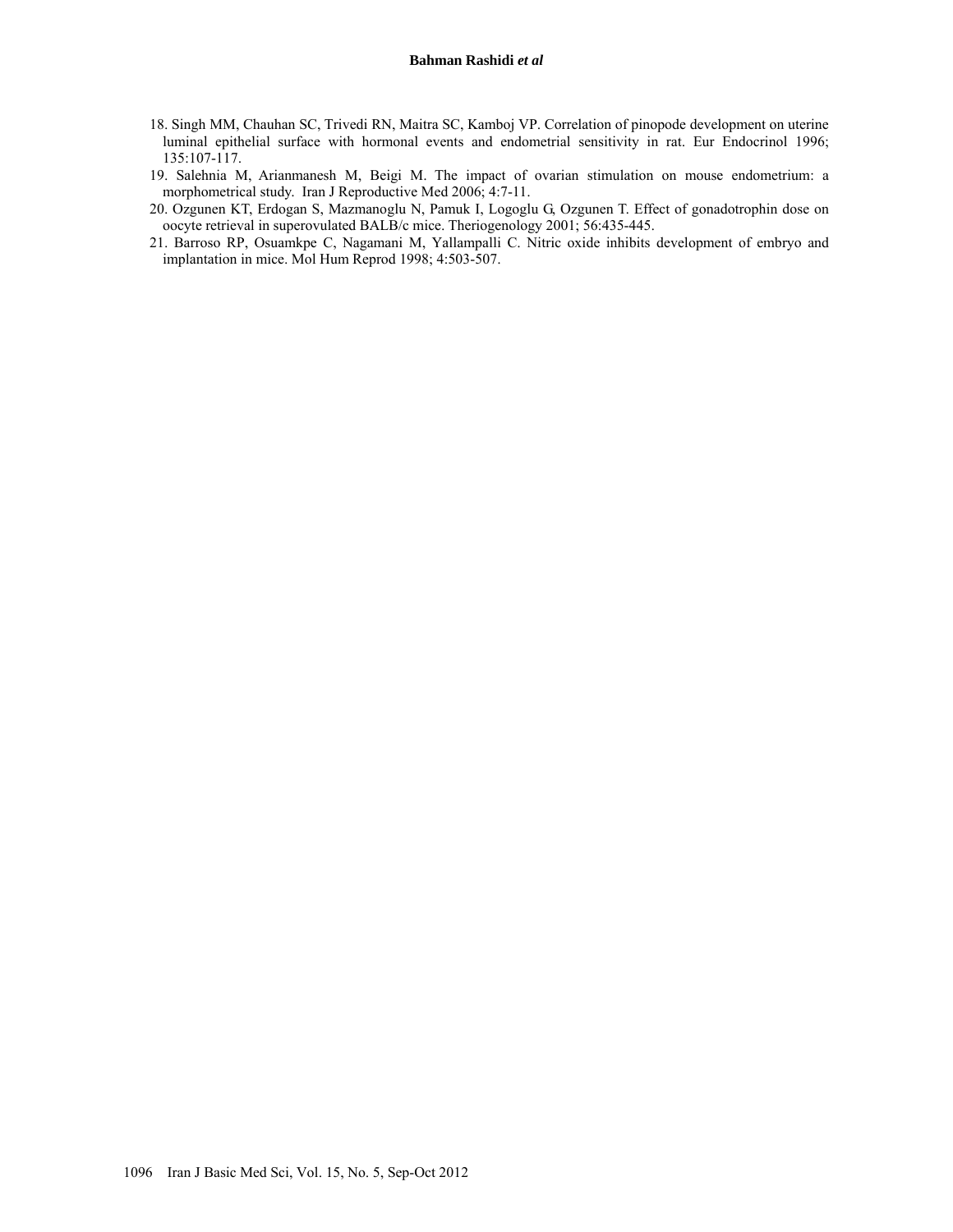18. Singh MM, Chauhan SC, Trivedi RN, Maitra SC, Kamboj VP. Correlation of pinopode development on uterine luminal epithelial surface with hormonal events and endometrial sensitivity in rat. Eur Endocrinol 1996; 135:107-117.
19. Salehnia M, Arianmanesh M, Beigi M. The impact of ovarian stimulation on mouse endometrium: a morphometrical study. Iran J Reproductive Med 2006; 4:7-11.
20. Ozgunen KT, Erdogan S, Mazmanoglu N, Pamuk I, Logoglu G, Ozgunen T. Effect of gonadotrophin dose on oocyte retrieval in superovulated BALB/c mice. Theriogenology 2001; 56:435-445.
21. Barroso RP, Osuamkpe C, Nagamani M, Yallampalli C. Nitric oxide inhibits development of embryo and implantation in mice. Mol Hum Reprod 1998; 4:503-507.